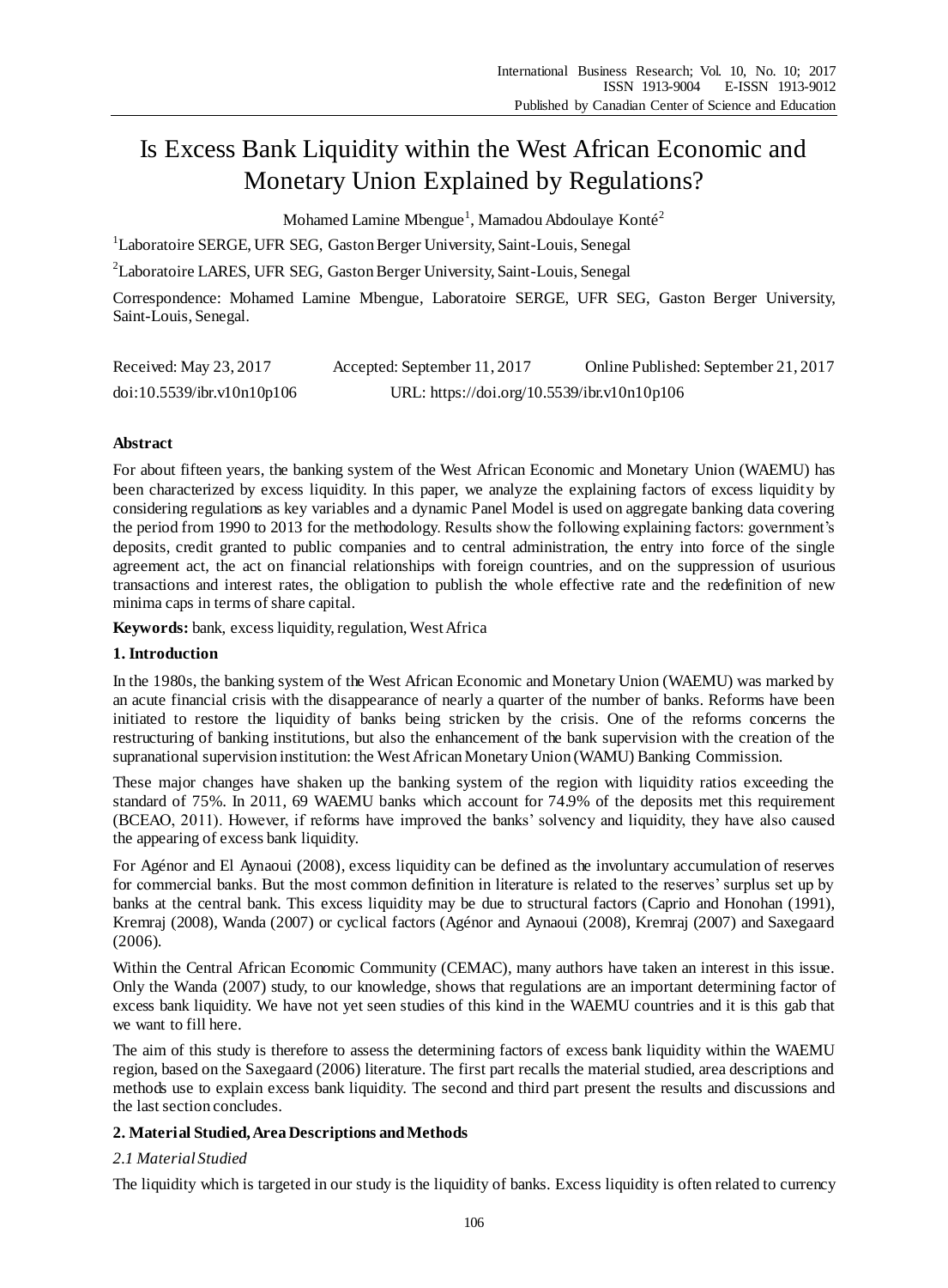# Is Excess Bank Liquidity within the West African Economic and Monetary Union Explained by Regulations?

Mohamed Lamine Mbengue[1], Mamadou Abdoulaye Konté[2]

[1]Laboratoire SERGE, UFR SEG, Gaston Berger University, Saint-Louis, Senegal

[2]Laboratoire LARES, UFR SEG, Gaston Berger University, Saint-Louis, Senegal

Correspondence: Mohamed Lamine Mbengue, Laboratoire SERGE, UFR SEG, Gaston Berger University, Saint-Louis, Senegal.

Received: May 23, 2017 Accepted: September 11, 2017 Online Published: September 21, 2017

doi:10.5539/ibr.v10n10p106 URL: https://doi.org/10.5539/ibr.v10n10p106

## Abstract

For about fifteen years, the banking system of the West African Economic and Monetary Union (WAEMU) has been characterized by excess liquidity. In this paper, we analyze the explaining factors of excess liquidity by considering regulations as key variables and a dynamic Panel Model is used on aggregate banking data covering the period from 1990 to 2013 for the methodology. Results show the following explaining factors: government's deposits, credit granted to public companies and to central administration, the entry into force of the single agreement act, the act on financial relationships with foreign countries, and on the suppression of usurious transactions and interest rates, the obligation to publish the whole effective rate and the redefinition of new minima caps in terms of share capital.

**Keywords:** bank, excess liquidity, regulation, West Africa

## 1. Introduction

In the 1980s, the banking system of the West African Economic and Monetary Union (WAEMU) was marked by an acute financial crisis with the disappearance of nearly a quarter of the number of banks. Reforms have been initiated to restore the liquidity of banks being stricken by the crisis. One of the reforms concerns the restructuring of banking institutions, but also the enhancement of the bank supervision with the creation of the supranational supervision institution: the West African Monetary Union (WAMU) Banking Commission.

These major changes have shaken up the banking system of the region with liquidity ratios exceeding the standard of 75%. In 2011, 69 WAEMU banks which account for 74.9% of the deposits met this requirement (BCEAO, 2011). However, if reforms have improved the banks' solvency and liquidity, they have also caused the appearing of excess bank liquidity.

For Agénor and El Aynaoui (2008), excess liquidity can be defined as the involuntary accumulation of reserves for commercial banks. But the most common definition in literature is related to the reserves' surplus set up by banks at the central bank. This excess liquidity may be due to structural factors (Caprio and Honohan (1991), Kremraj (2008), Wanda (2007) or cyclical factors (Agénor and Aynaoui (2008), Kremraj (2007) and Saxegaard (2006).

Within the Central African Economic Community (CEMAC), many authors have taken an interest in this issue. Only the Wanda (2007) study, to our knowledge, shows that regulations are an important determining factor of excess bank liquidity. We have not yet seen studies of this kind in the WAEMU countries and it is this gab that we want to fill here.

The aim of this study is therefore to assess the determining factors of excess bank liquidity within the WAEMU region, based on the Saxegaard (2006) literature. The first part recalls the material studied, area descriptions and methods use to explain excess bank liquidity. The second and third part present the results and discussions and the last section concludes.

## 2. Material Studied, Area Descriptions and Methods

### *2.1 Material Studied*

The liquidity which is targeted in our study is the liquidity of banks. Excess liquidity is often related to currency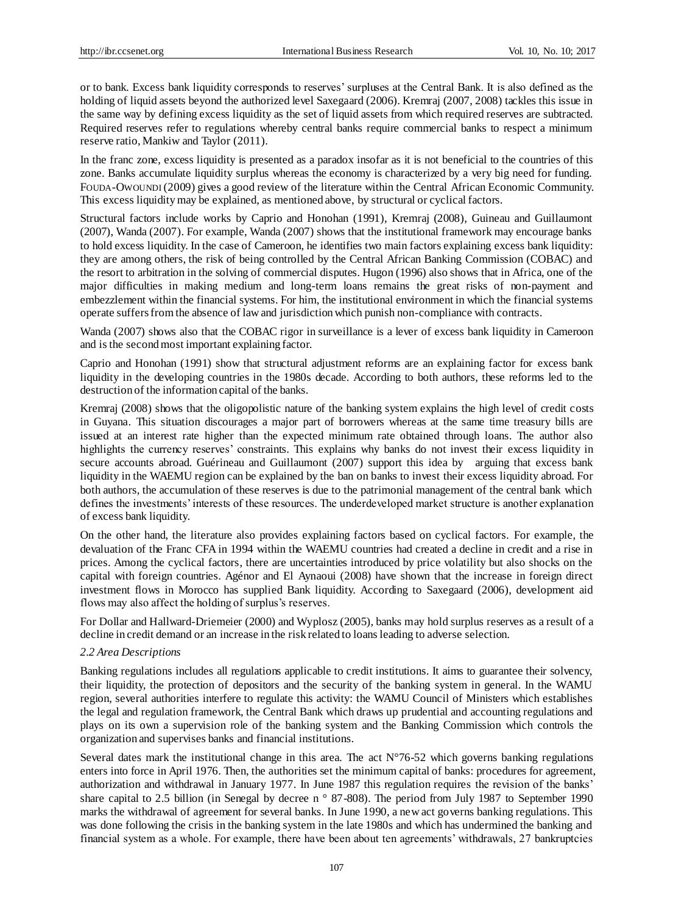or to bank. Excess bank liquidity corresponds to reserves' surpluses at the Central Bank. It is also defined as the holding of liquid assets beyond the authorized level Saxegaard (2006). Kremraj (2007, 2008) tackles this issue in the same way by defining excess liquidity as the set of liquid assets from which required reserves are subtracted. Required reserves refer to regulations whereby central banks require commercial banks to respect a minimum reserve ratio, Mankiw and Taylor (2011).

In the franc zone, excess liquidity is presented as a paradox insofar as it is not beneficial to the countries of this zone. Banks accumulate liquidity surplus whereas the economy is characterized by a very big need for funding. FOUDA-OWOUNDI (2009) gives a good review of the literature within the Central African Economic Community. This excess liquidity may be explained, as mentioned above, by structural or cyclical factors.

Structural factors include works by Caprio and Honohan (1991), Kremraj (2008), Guineau and Guillaumont (2007), Wanda (2007). For example, Wanda (2007) shows that the institutional framework may encourage banks to hold excess liquidity. In the case of Cameroon, he identifies two main factors explaining excess bank liquidity: they are among others, the risk of being controlled by the Central African Banking Commission (COBAC) and the resort to arbitration in the solving of commercial disputes. Hugon (1996) also shows that in Africa, one of the major difficulties in making medium and long-term loans remains the great risks of non-payment and embezzlement within the financial systems. For him, the institutional environment in which the financial systems operate suffers from the absence of law and jurisdiction which punish non-compliance with contracts.

Wanda (2007) shows also that the COBAC rigor in surveillance is a lever of excess bank liquidity in Cameroon and is the second most important explaining factor.

Caprio and Honohan (1991) show that structural adjustment reforms are an explaining factor for excess bank liquidity in the developing countries in the 1980s decade. According to both authors, these reforms led to the destruction of the information capital of the banks.

Kremraj (2008) shows that the oligopolistic nature of the banking system explains the high level of credit costs in Guyana. This situation discourages a major part of borrowers whereas at the same time treasury bills are issued at an interest rate higher than the expected minimum rate obtained through loans. The author also highlights the currency reserves' constraints. This explains why banks do not invest their excess liquidity in secure accounts abroad. Guérineau and Guillaumont (2007) support this idea by arguing that excess bank liquidity in the WAEMU region can be explained by the ban on banks to invest their excess liquidity abroad. For both authors, the accumulation of these reserves is due to the patrimonial management of the central bank which defines the investments' interests of these resources. The underdeveloped market structure is another explanation of excess bank liquidity.

On the other hand, the literature also provides explaining factors based on cyclical factors. For example, the devaluation of the Franc CFA in 1994 within the WAEMU countries had created a decline in credit and a rise in prices. Among the cyclical factors, there are uncertainties introduced by price volatility but also shocks on the capital with foreign countries. Agénor and El Aynaoui (2008) have shown that the increase in foreign direct investment flows in Morocco has supplied Bank liquidity. According to Saxegaard (2006), development aid flows may also affect the holding of surplus's reserves.

For Dollar and Hallward-Driemeier (2000) and Wyplosz (2005), banks may hold surplus reserves as a result of a decline in credit demand or an increase in the risk related to loans leading to adverse selection.

### *2.2 Area Descriptions*

Banking regulations includes all regulations applicable to credit institutions. It aims to guarantee their solvency, their liquidity, the protection of depositors and the security of the banking system in general. In the WAMU region, several authorities interfere to regulate this activity: the WAMU Council of Ministers which establishes the legal and regulation framework, the Central Bank which draws up prudential and accounting regulations and plays on its own a supervision role of the banking system and the Banking Commission which controls the organization and supervises banks and financial institutions.

Several dates mark the institutional change in this area. The act N°76-52 which governs banking regulations enters into force in April 1976. Then, the authorities set the minimum capital of banks: procedures for agreement, authorization and withdrawal in January 1977. In June 1987 this regulation requires the revision of the banks' share capital to 2.5 billion (in Senegal by decree n ° 87-808). The period from July 1987 to September 1990 marks the withdrawal of agreement for several banks. In June 1990, a new act governs banking regulations. This was done following the crisis in the banking system in the late 1980s and which has undermined the banking and financial system as a whole. For example, there have been about ten agreements' withdrawals, 27 bankruptcies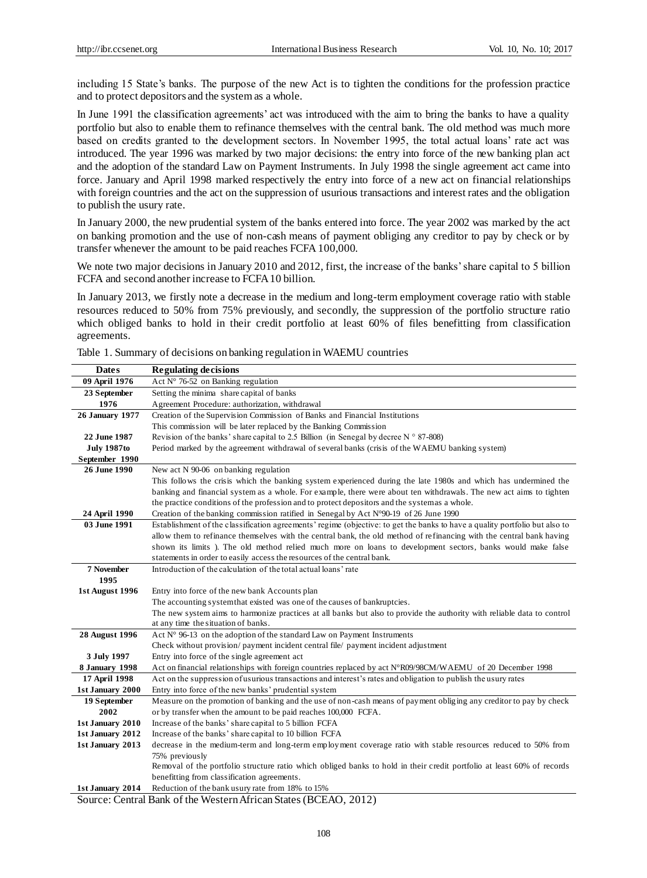including 15 State's banks. The purpose of the new Act is to tighten the conditions for the profession practice and to protect depositors and the system as a whole.

In June 1991 the classification agreements' act was introduced with the aim to bring the banks to have a quality portfolio but also to enable them to refinance themselves with the central bank. The old method was much more based on credits granted to the development sectors. In November 1995, the total actual loans' rate act was introduced. The year 1996 was marked by two major decisions: the entry into force of the new banking plan act and the adoption of the standard Law on Payment Instruments. In July 1998 the single agreement act came into force. January and April 1998 marked respectively the entry into force of a new act on financial relationships with foreign countries and the act on the suppression of usurious transactions and interest rates and the obligation to publish the usury rate.

In January 2000, the new prudential system of the banks entered into force. The year 2002 was marked by the act on banking promotion and the use of non-cash means of payment obliging any creditor to pay by check or by transfer whenever the amount to be paid reaches FCFA 100,000.

We note two major decisions in January 2010 and 2012, first, the increase of the banks' share capital to 5 billion FCFA and second another increase to FCFA 10 billion.

In January 2013, we firstly note a decrease in the medium and long-term employment coverage ratio with stable resources reduced to 50% from 75% previously, and secondly, the suppression of the portfolio structure ratio which obliged banks to hold in their credit portfolio at least 60% of files benefitting from classification agreements.

Table 1. Summary of decisions on banking regulation in WAEMU countries

| Dates | Regulating decisions |
|---|---|
| 09 April 1976 | Act N° 76-52 on Banking regulation |
| 23 September 1976 | Setting the minima share capital of banks<br>Agreement Procedure: authorization, withdrawal |
| 26 January 1977 | Creation of the Supervision Commission of Banks and Financial Institutions<br>This commission will be later replaced by the Banking Commission |
| 22 June 1987 | Revision of the banks' share capital to 2.5 Billion (in Senegal by decree N ° 87-808) |
| July 1987to September 1990 | Period marked by the agreement withdrawal of several banks (crisis of the WAEMU banking system) |
| 26 June 1990 | New act N 90-06 on banking regulation<br>This follows the crisis which the banking system experienced during the late 1980s and which has undermined the banking and financial system as a whole. For example, there were about ten withdrawals. The new act aims to tighten the practice conditions of the profession and to protect depositors and the systemas a whole. |
| 24 April 1990 | Creation of the banking commission ratified in Senegal by Act N°90-19 of 26 June 1990 |
| 03 June 1991 | Establishment of the classification agreements' regime (objective: to get the banks to have a quality portfolio but also to allow them to refinance themselves with the central bank, the old method of refinancing with the central bank having shown its limits ). The old method relied much more on loans to development sectors, banks would make false statements in order to easily access the resources of the central bank. |
| 7 November 1995 | Introduction of the calculation of the total actual loans' rate |
| 1st August 1996 | Entry into force of the new bank Accounts plan<br>The accounting systemthat existed was one of the causes of bankruptcies.<br>The new system aims to harmonize practices at all banks but also to provide the authority with reliable data to control at any time the situation of banks. |
| 28 August 1996 | Act N° 96-13 on the adoption of the standard Law on Payment Instruments<br>Check without provision/ payment incident central file/ payment incident adjustment |
| 3 July 1997 | Entry into force of the single agreement act |
| 8 January 1998 | Act on financial relationships with foreign countries replaced by act N°R09/98CM/WAEMU of 20 December 1998 |
| 17 April 1998 | Act on the suppression of usurious transactions and interest's rates and obligation to publish the usury rates |
| 1st January 2000 | Entry into force of the new banks' prudential system |
| 19 September 2002 | Measure on the promotion of banking and the use of non-cash means of payment obliging any creditor to pay by check or by transfer when the amount to be paid reaches 100,000 FCFA. |
| 1st January 2010 | Increase of the banks' share capital to 5 billion FCFA |
| 1st January 2012 | Increase of the banks' share capital to 10 billion FCFA |
| 1st January 2013 | decrease in the medium-term and long-term employment coverage ratio with stable resources reduced to 50% from 75% previously<br>Removal of the portfolio structure ratio which obliged banks to hold in their credit portfolio at least 60% of records benefitting from classification agreements. |
| 1st January 2014 | Reduction of the bank usury rate from 18% to 15% |

Source: Central Bank of the Western African States (BCEAO, 2012)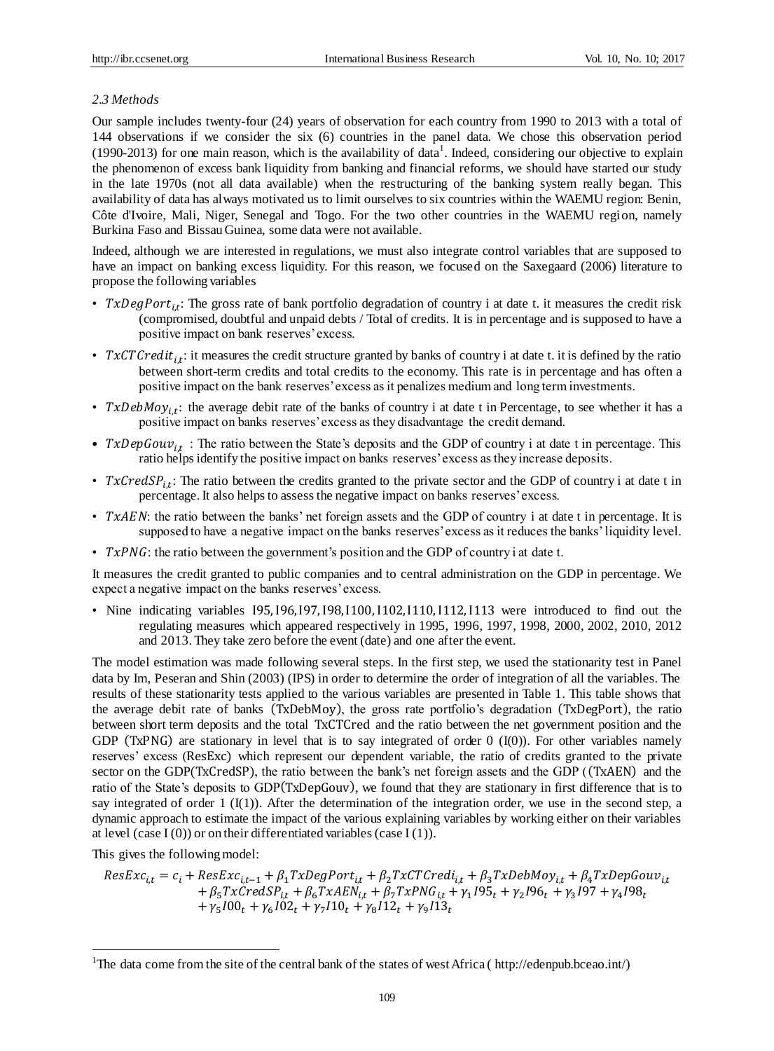### *2.3 Methods*

Our sample includes twenty-four (24) years of observation for each country from 1990 to 2013 with a total of 144 observations if we consider the six (6) countries in the panel data. We chose this observation period (1990-2013) for one main reason, which is the availability of data[1]. Indeed, considering our objective to explain the phenomenon of excess bank liquidity from banking and financial reforms, we should have started our study in the late 1970s (not all data available) when the restructuring of the banking system really began. This availability of data has always motivated us to limit ourselves to six countries within the WAEMU region: Benin, Côte d'Ivoire, Mali, Niger, Senegal and Togo. For the two other countries in the WAEMU region, namely Burkina Faso and Bissau Guinea, some data were not available.

Indeed, although we are interested in regulations, we must also integrate control variables that are supposed to have an impact on banking excess liquidity. For this reason, we focused on the Saxegaard (2006) literature to propose the following variables

- $TxDegPort_{i,t}$: The gross rate of bank portfolio degradation of country i at date t. it measures the credit risk (compromised, doubtful and unpaid debts / Total of credits. It is in percentage and is supposed to have a positive impact on bank reserves' excess.
- $TxCTCredit_{i,t}$: it measures the credit structure granted by banks of country i at date t. it is defined by the ratio between short-term credits and total credits to the economy. This rate is in percentage and has often a positive impact on the bank reserves' excess as it penalizes medium and long term investments.
- $TxDebMoy_{i,t}$: the average debit rate of the banks of country i at date t in Percentage, to see whether it has a positive impact on banks reserves' excess as they disadvantage the credit demand.
- $TxDepGouv_{i,t}$ : The ratio between the State's deposits and the GDP of country i at date t in percentage. This ratio helps identify the positive impact on banks reserves' excess as they increase deposits.
- $TxCredSP_{i,t}$: The ratio between the credits granted to the private sector and the GDP of country i at date t in percentage. It also helps to assess the negative impact on banks reserves' excess.
- $TxAEN$: the ratio between the banks' net foreign assets and the GDP of country i at date t in percentage. It is supposed to have a negative impact on the banks reserves' excess as it reduces the banks' liquidity level.
- $TxPNG$: the ratio between the government's position and the GDP of country i at date t.

It measures the credit granted to public companies and to central administration on the GDP in percentage. We expect a negative impact on the banks reserves' excess.

- Nine indicating variables $I95, I96, I97, I98, I100, I102, I110, I112, I113$ were introduced to find out the regulating measures which appeared respectively in 1995, 1996, 1997, 1998, 2000, 2002, 2010, 2012 and 2013. They take zero before the event (date) and one after the event.

The model estimation was made following several steps. In the first step, we used the stationarity test in Panel data by Im, Peseran and Shin (2003) (IPS) in order to determine the order of integration of all the variables. The results of these stationarity tests applied to the various variables are presented in Table 1. This table shows that the average debit rate of banks (TxDebMoy), the gross rate portfolio's degradation (TxDegPort), the ratio between short term deposits and the total TxCTCred and the ratio between the net government position and the GDP (TxPNG) are stationary in level that is to say integrated of order 0 (I(0)). For other variables namely reserves' excess (ResExc) which represent our dependent variable, the ratio of credits granted to the private sector on the GDP(TxCredSP), the ratio between the bank's net foreign assets and the GDP ((TxAEN) and the ratio of the State's deposits to GDP(TxDepGouv), we found that they are stationary in first difference that is to say integrated of order 1 (I(1)). After the determination of the integration order, we use in the second step, a dynamic approach to estimate the impact of the various explaining variables by working either on their variables at level (case I (0)) or on their differentiated variables (case I (1)).

This gives the following model:

$$
\begin{aligned}
ResExc_{i,t} = c_i + ResExc_{i,t-1} + \beta_1 TxDegPort_{i,t} + \beta_2 TxCTCredi_{i,t} + \beta_3 TxDebMoy_{i,t} + \beta_4 TxDepGouv_{i,t} \\
+ \beta_5 TxCredSP_{i,t} + \beta_6 TxAEN_{i,t} + \beta_7 TxPNG_{i,t} + \gamma_1 I95_t + \gamma_2 I96_t + \gamma_3 I97 + \gamma_4 I98_t \\
+ \gamma_5 I00_t + \gamma_6 I02_t + \gamma_7 I10_t + \gamma_8 I12_t + \gamma_9 I13_t
\end{aligned}
$$

---

[1]The data come from the site of the central bank of the states of west Africa ( http://edenpub.bceao.int/)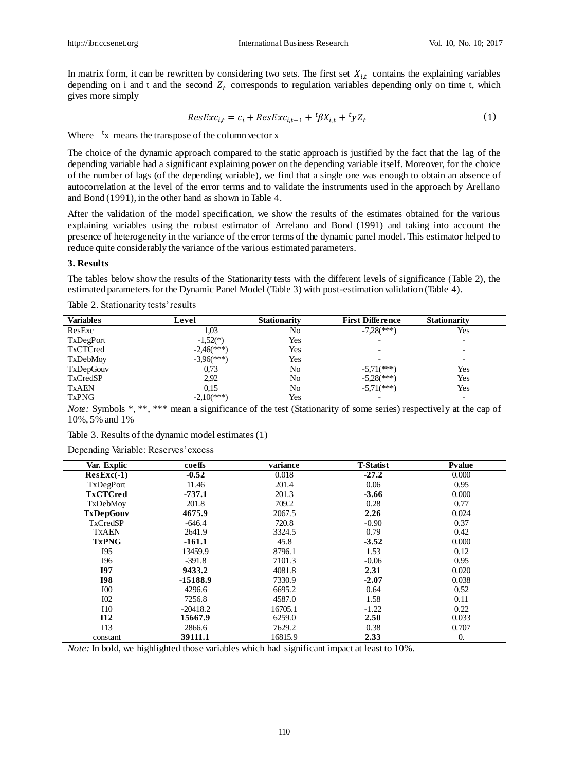In matrix form, it can be rewritten by considering two sets. The first set $X_{i,t}$ contains the explaining variables depending on i and t and the second $Z_t$ corresponds to regulation variables depending only on time t, which gives more simply

$$ResExc_{i,t} = c_i + ResExc_{i,t-1} + {}^{t}\beta X_{i,t} + {}^{t}\gamma Z_t \tag{1}$$

Where ${}^{t}x$ means the transpose of the column vector x

The choice of the dynamic approach compared to the static approach is justified by the fact that the lag of the depending variable had a significant explaining power on the depending variable itself. Moreover, for the choice of the number of lags (of the depending variable), we find that a single one was enough to obtain an absence of autocorrelation at the level of the error terms and to validate the instruments used in the approach by Arellano and Bond (1991), in the other hand as shown in Table 4.

After the validation of the model specification, we show the results of the estimates obtained for the various explaining variables using the robust estimator of Arrelano and Bond (1991) and taking into account the presence of heterogeneity in the variance of the error terms of the dynamic panel model. This estimator helped to reduce quite considerably the variance of the various estimated parameters.

## 3. Results

The tables below show the results of the Stationarity tests with the different levels of significance (Table 2), the estimated parameters for the Dynamic Panel Model (Table 3) with post-estimation validation (Table 4).

Table 2. Stationarity tests' results

| Variables | Level | Stationarity | First Difference | Stationarity |
|---|---|---|---|---|
| ResExc | 1,03 | No | -7,28(***) | Yes |
| TxDegPort | -1,52(*) | Yes | - | - |
| TxCTCred | -2,46(***) | Yes | - | - |
| TxDebMoy | -3,96(***) | Yes | - | - |
| TxDepGouv | 0,73 | No | -5,71(***) | Yes |
| TxCredSP | 2,92 | No | -5,28(***) | Yes |
| TxAEN | 0,15 | No | -5,71(***) | Yes |
| TxPNG | -2,10(***) | Yes | - | - |

*Note:* Symbols *, **, *** mean a significance of the test (Stationarity of some series) respectively at the cap of 10%, 5% and 1%

Table 3. Results of the dynamic model estimates (1)

Depending Variable: Reserves' excess

| Var. Explic | coeffs | variance | T-Statist | Pvalue |
|---|---|---|---|---|
| **ResExc(-1)** | **-0.52** | 0.018 | **-27.2** | 0.000 |
| TxDegPort | 11.46 | 201.4 | 0.06 | 0.95 |
| **TxCTCred** | **-737.1** | 201.3 | **-3.66** | 0.000 |
| TxDebMoy | 201.8 | 709.2 | 0.28 | 0.77 |
| **TxDepGouv** | **4675.9** | 2067.5 | **2.26** | 0.024 |
| TxCredSP | -646.4 | 720.8 | -0.90 | 0.37 |
| TxAEN | 2641.9 | 3324.5 | 0.79 | 0.42 |
| **TxPNG** | **-161.1** | 45.8 | **-3.52** | 0.000 |
| I95 | 13459.9 | 8796.1 | 1.53 | 0.12 |
| I96 | -391.8 | 7101.3 | -0.06 | 0.95 |
| **I97** | **9433.2** | 4081.8 | **2.31** | 0.020 |
| **I98** | **-15188.9** | 7330.9 | **-2.07** | 0.038 |
| I00 | 4296.6 | 6695.2 | 0.64 | 0.52 |
| I02 | 7256.8 | 4587.0 | 1.58 | 0.11 |
| I10 | -20418.2 | 16705.1 | -1.22 | 0.22 |
| **I12** | **15667.9** | 6259.0 | **2.50** | 0.033 |
| I13 | 2866.6 | 7629.2 | 0.38 | 0.707 |
| constant | **39111.1** | 16815.9 | **2.33** | 0. |

*Note:* In bold, we highlighted those variables which had significant impact at least to 10%.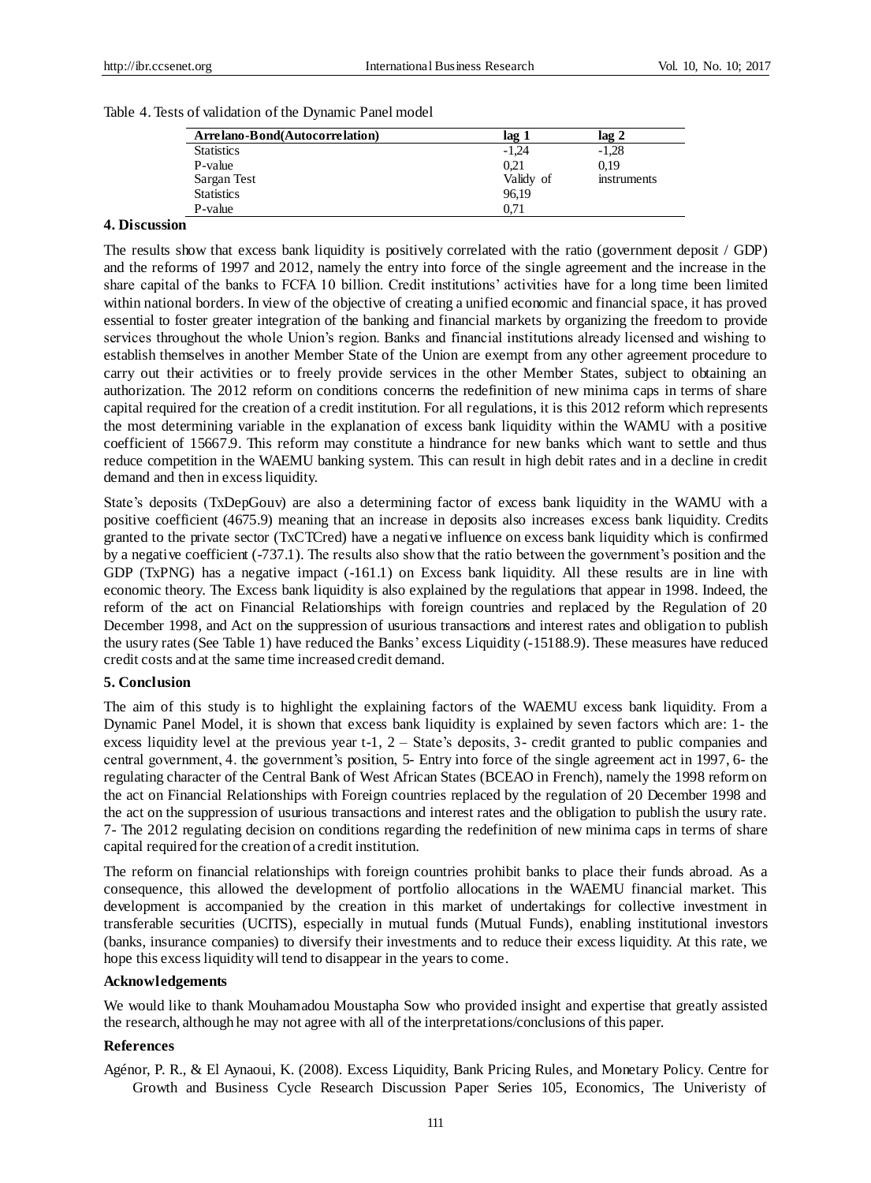Table 4. Tests of validation of the Dynamic Panel model

| Arrelano-Bond(Autocorrelation) | lag 1 | lag 2 |
|---|---|---|
| Statistics | -1,24 | -1,28 |
| P-value | 0,21 | 0,19 |
| Sargan Test | Validy of | instruments |
| Statistics | 96,19 | |
| P-value | 0,71 | |

### 4. Discussion

The results show that excess bank liquidity is positively correlated with the ratio (government deposit / GDP) and the reforms of 1997 and 2012, namely the entry into force of the single agreement and the increase in the share capital of the banks to FCFA 10 billion. Credit institutions' activities have for a long time been limited within national borders. In view of the objective of creating a unified economic and financial space, it has proved essential to foster greater integration of the banking and financial markets by organizing the freedom to provide services throughout the whole Union's region. Banks and financial institutions already licensed and wishing to establish themselves in another Member State of the Union are exempt from any other agreement procedure to carry out their activities or to freely provide services in the other Member States, subject to obtaining an authorization. The 2012 reform on conditions concerns the redefinition of new minima caps in terms of share capital required for the creation of a credit institution. For all regulations, it is this 2012 reform which represents the most determining variable in the explanation of excess bank liquidity within the WAMU with a positive coefficient of 15667.9. This reform may constitute a hindrance for new banks which want to settle and thus reduce competition in the WAEMU banking system. This can result in high debit rates and in a decline in credit demand and then in excess liquidity.

State's deposits (TxDepGouv) are also a determining factor of excess bank liquidity in the WAMU with a positive coefficient (4675.9) meaning that an increase in deposits also increases excess bank liquidity. Credits granted to the private sector (TxCTCred) have a negative influence on excess bank liquidity which is confirmed by a negative coefficient (-737.1). The results also show that the ratio between the government's position and the GDP (TxPNG) has a negative impact (-161.1) on Excess bank liquidity. All these results are in line with economic theory. The Excess bank liquidity is also explained by the regulations that appear in 1998. Indeed, the reform of the act on Financial Relationships with foreign countries and replaced by the Regulation of 20 December 1998, and Act on the suppression of usurious transactions and interest rates and obligation to publish the usury rates (See Table 1) have reduced the Banks' excess Liquidity (-15188.9). These measures have reduced credit costs and at the same time increased credit demand.

### 5. Conclusion

The aim of this study is to highlight the explaining factors of the WAEMU excess bank liquidity. From a Dynamic Panel Model, it is shown that excess bank liquidity is explained by seven factors which are: 1- the excess liquidity level at the previous year t-1, 2 – State's deposits, 3- credit granted to public companies and central government, 4. the government's position, 5- Entry into force of the single agreement act in 1997, 6- the regulating character of the Central Bank of West African States (BCEAO in French), namely the 1998 reform on the act on Financial Relationships with Foreign countries replaced by the regulation of 20 December 1998 and the act on the suppression of usurious transactions and interest rates and the obligation to publish the usury rate. 7- The 2012 regulating decision on conditions regarding the redefinition of new minima caps in terms of share capital required for the creation of a credit institution.

The reform on financial relationships with foreign countries prohibit banks to place their funds abroad. As a consequence, this allowed the development of portfolio allocations in the WAEMU financial market. This development is accompanied by the creation in this market of undertakings for collective investment in transferable securities (UCITS), especially in mutual funds (Mutual Funds), enabling institutional investors (banks, insurance companies) to diversify their investments and to reduce their excess liquidity. At this rate, we hope this excess liquidity will tend to disappear in the years to come.

### Acknowledgements

We would like to thank Mouhamadou Moustapha Sow who provided insight and expertise that greatly assisted the research, although he may not agree with all of the interpretations/conclusions of this paper.

### References

Agénor, P. R., & El Aynaoui, K. (2008). Excess Liquidity, Bank Pricing Rules, and Monetary Policy. Centre for Growth and Business Cycle Research Discussion Paper Series 105, Economics, The Univeristy of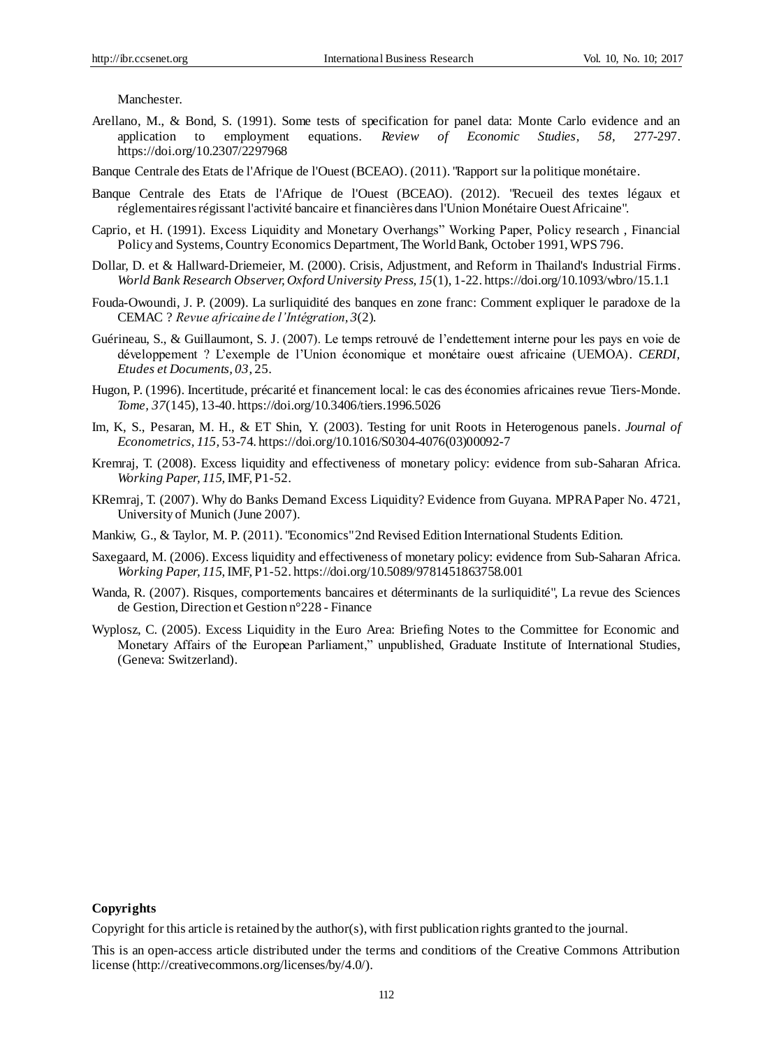Manchester.

Arellano, M., & Bond, S. (1991). Some tests of specification for panel data: Monte Carlo evidence and an application to employment equations. *Review of Economic Studies*, *58*, 277-297. https://doi.org/10.2307/2297968

Banque Centrale des Etats de l'Afrique de l'Ouest (BCEAO). (2011). "Rapport sur la politique monétaire.

Banque Centrale des Etats de l'Afrique de l'Ouest (BCEAO). (2012). "Recueil des textes légaux et réglementaires régissant l'activité bancaire et financières dans l'Union Monétaire Ouest Africaine".

Caprio, et H. (1991). Excess Liquidity and Monetary Overhangs" Working Paper, Policy research , Financial Policy and Systems, Country Economics Department, The World Bank, October 1991, WPS 796.

Dollar, D. et & Hallward-Driemeier, M. (2000). Crisis, Adjustment, and Reform in Thailand's Industrial Firms. *World Bank Research Observer, Oxford University Press, 15*(1), 1-22. https://doi.org/10.1093/wbro/15.1.1

Fouda-Owoundi, J. P. (2009). La surliquidité des banques en zone franc: Comment expliquer le paradoxe de la CEMAC ? *Revue africaine de l'Intégration*, *3*(2).

Guérineau, S., & Guillaumont, S. J. (2007). Le temps retrouvé de l'endettement interne pour les pays en voie de développement ? L'exemple de l'Union économique et monétaire ouest africaine (UEMOA). *CERDI, Etudes et Documents, 03*, 25.

Hugon, P. (1996). Incertitude, précarité et financement local: le cas des économies africaines revue Tiers-Monde. *Tome, 37*(145), 13-40. https://doi.org/10.3406/tiers.1996.5026

Im, K, S., Pesaran, M. H., & ET Shin, Y. (2003). Testing for unit Roots in Heterogenous panels. *Journal of Econometrics, 115,* 53-74. https://doi.org/10.1016/S0304-4076(03)00092-7

Kremraj, T. (2008). Excess liquidity and effectiveness of monetary policy: evidence from sub-Saharan Africa. *Working Paper, 115,* IMF, P1-52.

KRemraj, T. (2007). Why do Banks Demand Excess Liquidity? Evidence from Guyana. MPRA Paper No. 4721, University of Munich (June 2007).

Mankiw, G., & Taylor, M. P. (2011). "Economics" 2nd Revised Edition International Students Edition.

Saxegaard, M. (2006). Excess liquidity and effectiveness of monetary policy: evidence from Sub-Saharan Africa. *Working Paper, 115,* IMF, P1-52. https://doi.org/10.5089/9781451863758.001

Wanda, R. (2007). Risques, comportements bancaires et déterminants de la surliquidité", La revue des Sciences de Gestion, Direction et Gestion n°228 - Finance

Wyplosz, C. (2005). Excess Liquidity in the Euro Area: Briefing Notes to the Committee for Economic and Monetary Affairs of the European Parliament," unpublished, Graduate Institute of International Studies, (Geneva: Switzerland).

**Copyrights**

Copyright for this article is retained by the author(s), with first publication rights granted to the journal.

This is an open-access article distributed under the terms and conditions of the Creative Commons Attribution license (http://creativecommons.org/licenses/by/4.0/).